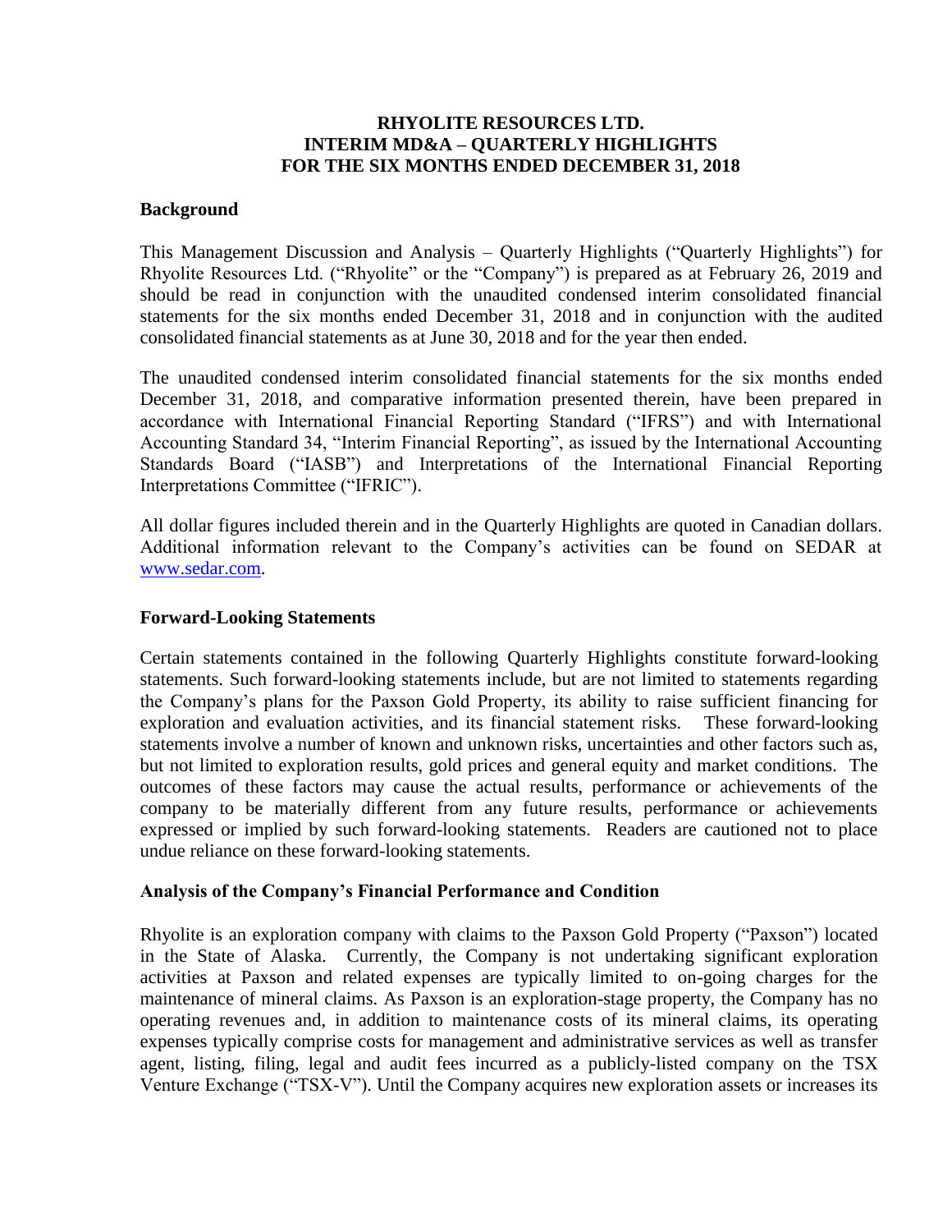# RHYOLITE RESOURCES LTD.
# INTERIM MD&A – QUARTERLY HIGHLIGHTS
# FOR THE SIX MONTHS ENDED DECEMBER 31, 2018

## Background

This Management Discussion and Analysis – Quarterly Highlights ("Quarterly Highlights") for Rhyolite Resources Ltd. ("Rhyolite" or the "Company") is prepared as at February 26, 2019 and should be read in conjunction with the unaudited condensed interim consolidated financial statements for the six months ended December 31, 2018 and in conjunction with the audited consolidated financial statements as at June 30, 2018 and for the year then ended.

The unaudited condensed interim consolidated financial statements for the six months ended December 31, 2018, and comparative information presented therein, have been prepared in accordance with International Financial Reporting Standard ("IFRS") and with International Accounting Standard 34, "Interim Financial Reporting", as issued by the International Accounting Standards Board ("IASB") and Interpretations of the International Financial Reporting Interpretations Committee ("IFRIC").

All dollar figures included therein and in the Quarterly Highlights are quoted in Canadian dollars. Additional information relevant to the Company's activities can be found on SEDAR at www.sedar.com.

## Forward-Looking Statements

Certain statements contained in the following Quarterly Highlights constitute forward-looking statements. Such forward-looking statements include, but are not limited to statements regarding the Company's plans for the Paxson Gold Property, its ability to raise sufficient financing for exploration and evaluation activities, and its financial statement risks. These forward-looking statements involve a number of known and unknown risks, uncertainties and other factors such as, but not limited to exploration results, gold prices and general equity and market conditions. The outcomes of these factors may cause the actual results, performance or achievements of the company to be materially different from any future results, performance or achievements expressed or implied by such forward-looking statements. Readers are cautioned not to place undue reliance on these forward-looking statements.

## Analysis of the Company's Financial Performance and Condition

Rhyolite is an exploration company with claims to the Paxson Gold Property ("Paxson") located in the State of Alaska. Currently, the Company is not undertaking significant exploration activities at Paxson and related expenses are typically limited to on-going charges for the maintenance of mineral claims. As Paxson is an exploration-stage property, the Company has no operating revenues and, in addition to maintenance costs of its mineral claims, its operating expenses typically comprise costs for management and administrative services as well as transfer agent, listing, filing, legal and audit fees incurred as a publicly-listed company on the TSX Venture Exchange ("TSX-V"). Until the Company acquires new exploration assets or increases its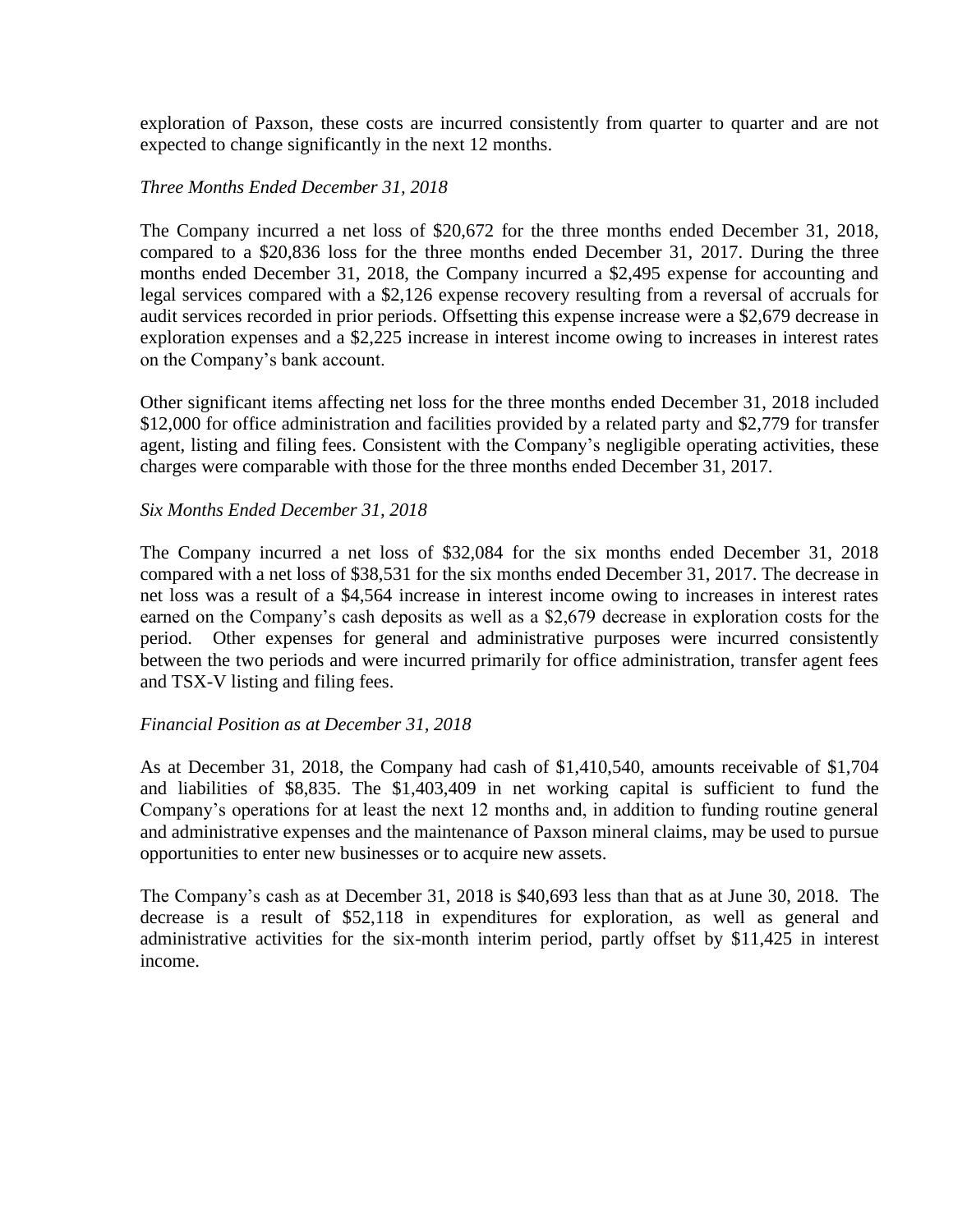exploration of Paxson, these costs are incurred consistently from quarter to quarter and are not expected to change significantly in the next 12 months.

*Three Months Ended December 31, 2018*

The Company incurred a net loss of $20,672 for the three months ended December 31, 2018, compared to a $20,836 loss for the three months ended December 31, 2017. During the three months ended December 31, 2018, the Company incurred a $2,495 expense for accounting and legal services compared with a $2,126 expense recovery resulting from a reversal of accruals for audit services recorded in prior periods. Offsetting this expense increase were a $2,679 decrease in exploration expenses and a $2,225 increase in interest income owing to increases in interest rates on the Company's bank account.

Other significant items affecting net loss for the three months ended December 31, 2018 included $12,000 for office administration and facilities provided by a related party and $2,779 for transfer agent, listing and filing fees. Consistent with the Company's negligible operating activities, these charges were comparable with those for the three months ended December 31, 2017.

*Six Months Ended December 31, 2018*

The Company incurred a net loss of $32,084 for the six months ended December 31, 2018 compared with a net loss of $38,531 for the six months ended December 31, 2017. The decrease in net loss was a result of a $4,564 increase in interest income owing to increases in interest rates earned on the Company's cash deposits as well as a $2,679 decrease in exploration costs for the period. Other expenses for general and administrative purposes were incurred consistently between the two periods and were incurred primarily for office administration, transfer agent fees and TSX-V listing and filing fees.

*Financial Position as at December 31, 2018*

As at December 31, 2018, the Company had cash of $1,410,540, amounts receivable of $1,704 and liabilities of $8,835. The $1,403,409 in net working capital is sufficient to fund the Company's operations for at least the next 12 months and, in addition to funding routine general and administrative expenses and the maintenance of Paxson mineral claims, may be used to pursue opportunities to enter new businesses or to acquire new assets.

The Company's cash as at December 31, 2018 is $40,693 less than that as at June 30, 2018. The decrease is a result of $52,118 in expenditures for exploration, as well as general and administrative activities for the six-month interim period, partly offset by $11,425 in interest income.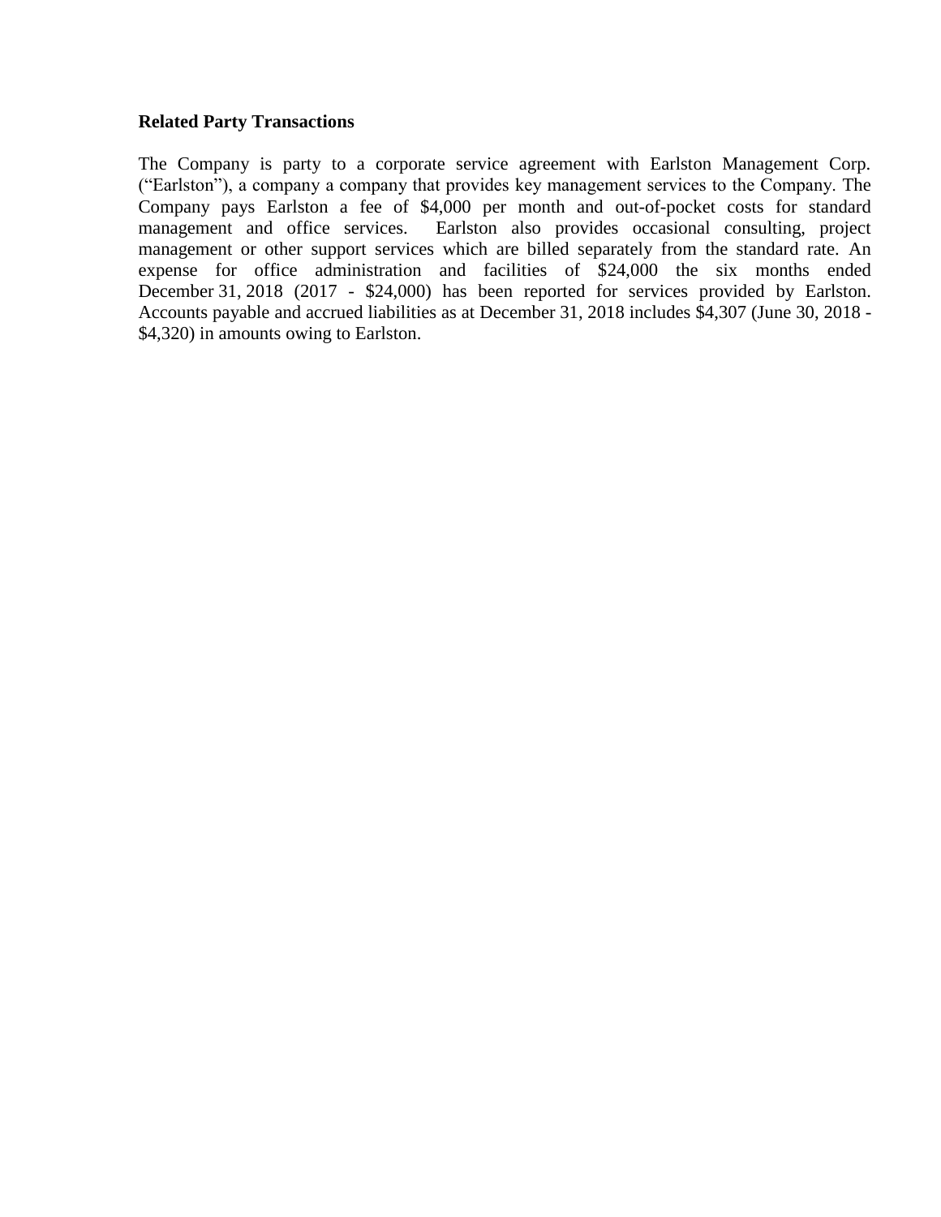**Related Party Transactions**

The Company is party to a corporate service agreement with Earlston Management Corp. ("Earlston"), a company a company that provides key management services to the Company. The Company pays Earlston a fee of $4,000 per month and out-of-pocket costs for standard management and office services. Earlston also provides occasional consulting, project management or other support services which are billed separately from the standard rate. An expense for office administration and facilities of $24,000 the six months ended December 31, 2018 (2017 - $24,000) has been reported for services provided by Earlston. Accounts payable and accrued liabilities as at December 31, 2018 includes $4,307 (June 30, 2018 - $4,320) in amounts owing to Earlston.